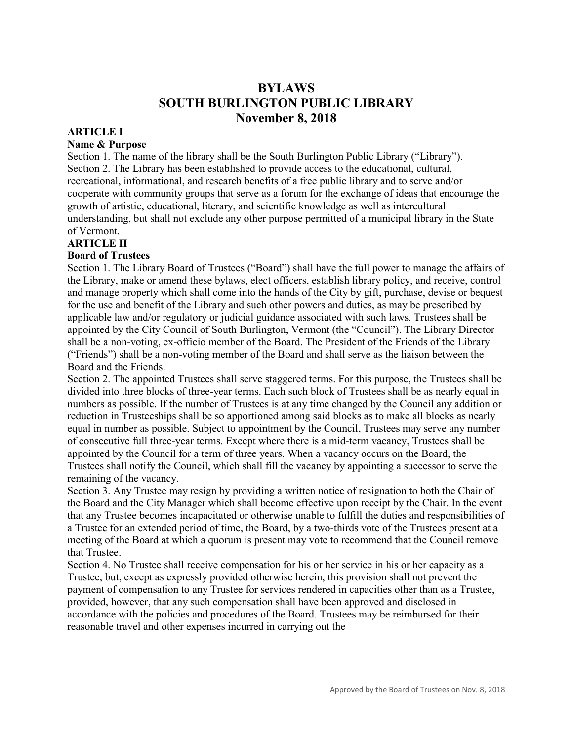# BYLAWS
# SOUTH BURLINGTON PUBLIC LIBRARY
# November 8, 2018

**ARTICLE I**

**Name & Purpose**

Section 1. The name of the library shall be the South Burlington Public Library ("Library").

Section 2. The Library has been established to provide access to the educational, cultural, recreational, informational, and research benefits of a free public library and to serve and/or cooperate with community groups that serve as a forum for the exchange of ideas that encourage the growth of artistic, educational, literary, and scientific knowledge as well as intercultural understanding, but shall not exclude any other purpose permitted of a municipal library in the State of Vermont.

**ARTICLE II**

**Board of Trustees**

Section 1. The Library Board of Trustees ("Board") shall have the full power to manage the affairs of the Library, make or amend these bylaws, elect officers, establish library policy, and receive, control and manage property which shall come into the hands of the City by gift, purchase, devise or bequest for the use and benefit of the Library and such other powers and duties, as may be prescribed by applicable law and/or regulatory or judicial guidance associated with such laws. Trustees shall be appointed by the City Council of South Burlington, Vermont (the "Council"). The Library Director shall be a non-voting, ex-officio member of the Board. The President of the Friends of the Library ("Friends") shall be a non-voting member of the Board and shall serve as the liaison between the Board and the Friends.

Section 2. The appointed Trustees shall serve staggered terms. For this purpose, the Trustees shall be divided into three blocks of three-year terms. Each such block of Trustees shall be as nearly equal in numbers as possible. If the number of Trustees is at any time changed by the Council any addition or reduction in Trusteeships shall be so apportioned among said blocks as to make all blocks as nearly equal in number as possible. Subject to appointment by the Council, Trustees may serve any number of consecutive full three-year terms. Except where there is a mid-term vacancy, Trustees shall be appointed by the Council for a term of three years. When a vacancy occurs on the Board, the Trustees shall notify the Council, which shall fill the vacancy by appointing a successor to serve the remaining of the vacancy.

Section 3. Any Trustee may resign by providing a written notice of resignation to both the Chair of the Board and the City Manager which shall become effective upon receipt by the Chair. In the event that any Trustee becomes incapacitated or otherwise unable to fulfill the duties and responsibilities of a Trustee for an extended period of time, the Board, by a two-thirds vote of the Trustees present at a meeting of the Board at which a quorum is present may vote to recommend that the Council remove that Trustee.

Section 4. No Trustee shall receive compensation for his or her service in his or her capacity as a Trustee, but, except as expressly provided otherwise herein, this provision shall not prevent the payment of compensation to any Trustee for services rendered in capacities other than as a Trustee, provided, however, that any such compensation shall have been approved and disclosed in accordance with the policies and procedures of the Board. Trustees may be reimbursed for their reasonable travel and other expenses incurred in carrying out the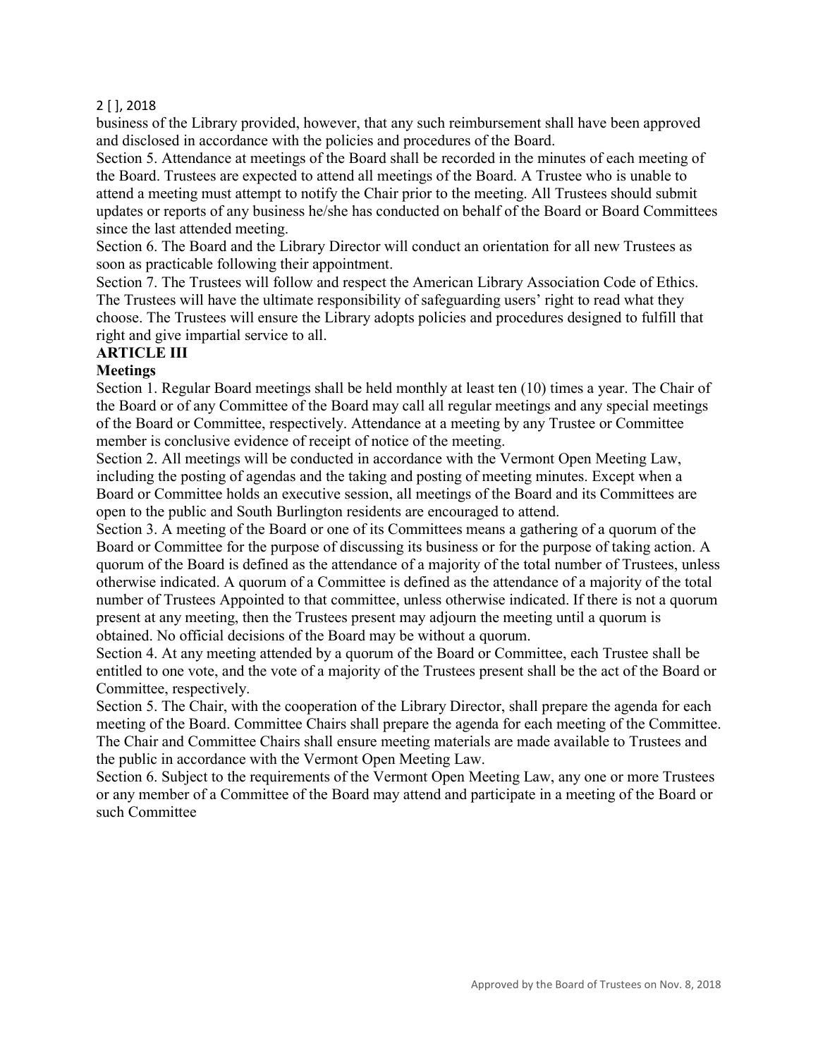business of the Library provided, however, that any such reimbursement shall have been approved and disclosed in accordance with the policies and procedures of the Board.

Section 5. Attendance at meetings of the Board shall be recorded in the minutes of each meeting of the Board. Trustees are expected to attend all meetings of the Board. A Trustee who is unable to attend a meeting must attempt to notify the Chair prior to the meeting. All Trustees should submit updates or reports of any business he/she has conducted on behalf of the Board or Board Committees since the last attended meeting.

Section 6. The Board and the Library Director will conduct an orientation for all new Trustees as soon as practicable following their appointment.

Section 7. The Trustees will follow and respect the American Library Association Code of Ethics. The Trustees will have the ultimate responsibility of safeguarding users' right to read what they choose. The Trustees will ensure the Library adopts policies and procedures designed to fulfill that right and give impartial service to all.

## ARTICLE III

## Meetings

Section 1. Regular Board meetings shall be held monthly at least ten (10) times a year. The Chair of the Board or of any Committee of the Board may call all regular meetings and any special meetings of the Board or Committee, respectively. Attendance at a meeting by any Trustee or Committee member is conclusive evidence of receipt of notice of the meeting.

Section 2. All meetings will be conducted in accordance with the Vermont Open Meeting Law, including the posting of agendas and the taking and posting of meeting minutes. Except when a Board or Committee holds an executive session, all meetings of the Board and its Committees are open to the public and South Burlington residents are encouraged to attend.

Section 3. A meeting of the Board or one of its Committees means a gathering of a quorum of the Board or Committee for the purpose of discussing its business or for the purpose of taking action. A quorum of the Board is defined as the attendance of a majority of the total number of Trustees, unless otherwise indicated. A quorum of a Committee is defined as the attendance of a majority of the total number of Trustees Appointed to that committee, unless otherwise indicated. If there is not a quorum present at any meeting, then the Trustees present may adjourn the meeting until a quorum is obtained. No official decisions of the Board may be without a quorum.

Section 4. At any meeting attended by a quorum of the Board or Committee, each Trustee shall be entitled to one vote, and the vote of a majority of the Trustees present shall be the act of the Board or Committee, respectively.

Section 5. The Chair, with the cooperation of the Library Director, shall prepare the agenda for each meeting of the Board. Committee Chairs shall prepare the agenda for each meeting of the Committee. The Chair and Committee Chairs shall ensure meeting materials are made available to Trustees and the public in accordance with the Vermont Open Meeting Law.

Section 6. Subject to the requirements of the Vermont Open Meeting Law, any one or more Trustees or any member of a Committee of the Board may attend and participate in a meeting of the Board or such Committee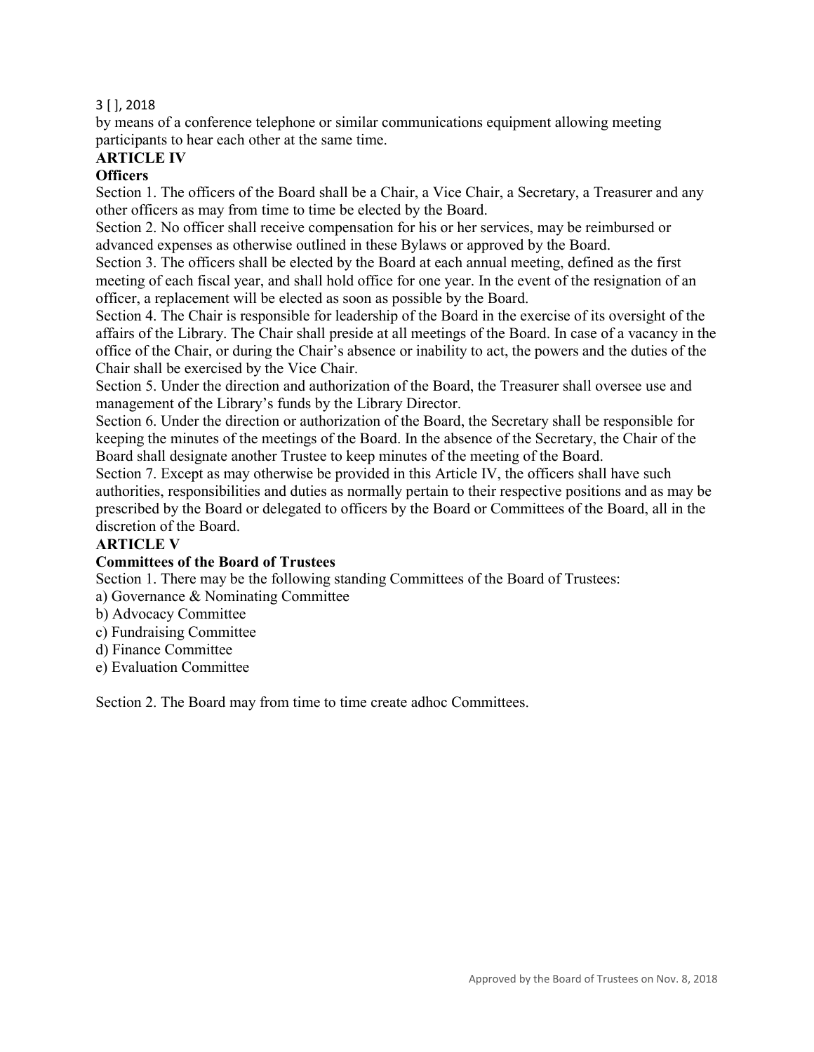by means of a conference telephone or similar communications equipment allowing meeting participants to hear each other at the same time.

## ARTICLE IV

### Officers

Section 1. The officers of the Board shall be a Chair, a Vice Chair, a Secretary, a Treasurer and any other officers as may from time to time be elected by the Board.

Section 2. No officer shall receive compensation for his or her services, may be reimbursed or advanced expenses as otherwise outlined in these Bylaws or approved by the Board.

Section 3. The officers shall be elected by the Board at each annual meeting, defined as the first meeting of each fiscal year, and shall hold office for one year. In the event of the resignation of an officer, a replacement will be elected as soon as possible by the Board.

Section 4. The Chair is responsible for leadership of the Board in the exercise of its oversight of the affairs of the Library. The Chair shall preside at all meetings of the Board. In case of a vacancy in the office of the Chair, or during the Chair's absence or inability to act, the powers and the duties of the Chair shall be exercised by the Vice Chair.

Section 5. Under the direction and authorization of the Board, the Treasurer shall oversee use and management of the Library's funds by the Library Director.

Section 6. Under the direction or authorization of the Board, the Secretary shall be responsible for keeping the minutes of the meetings of the Board. In the absence of the Secretary, the Chair of the Board shall designate another Trustee to keep minutes of the meeting of the Board.

Section 7. Except as may otherwise be provided in this Article IV, the officers shall have such authorities, responsibilities and duties as normally pertain to their respective positions and as may be prescribed by the Board or delegated to officers by the Board or Committees of the Board, all in the discretion of the Board.

## ARTICLE V

### Committees of the Board of Trustees

Section 1. There may be the following standing Committees of the Board of Trustees:

a) Governance & Nominating Committee
b) Advocacy Committee
c) Fundraising Committee
d) Finance Committee
e) Evaluation Committee

Section 2. The Board may from time to time create adhoc Committees.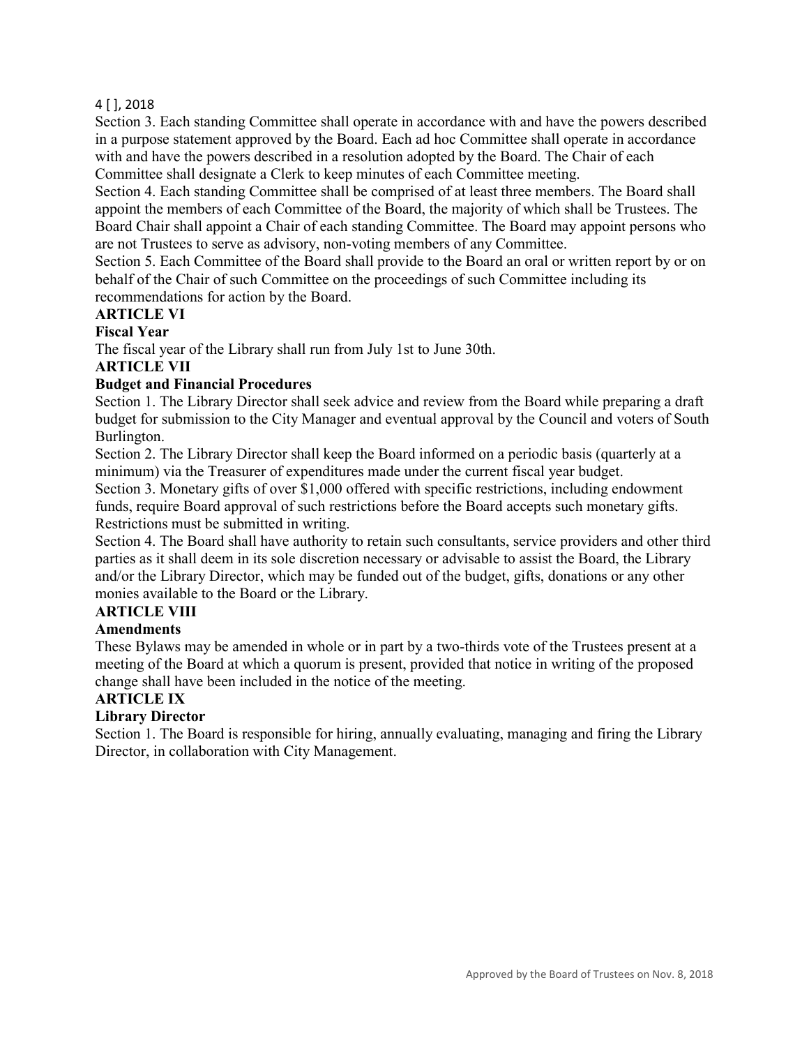Section 3. Each standing Committee shall operate in accordance with and have the powers described in a purpose statement approved by the Board. Each ad hoc Committee shall operate in accordance with and have the powers described in a resolution adopted by the Board. The Chair of each Committee shall designate a Clerk to keep minutes of each Committee meeting.

Section 4. Each standing Committee shall be comprised of at least three members. The Board shall appoint the members of each Committee of the Board, the majority of which shall be Trustees. The Board Chair shall appoint a Chair of each standing Committee. The Board may appoint persons who are not Trustees to serve as advisory, non-voting members of any Committee.

Section 5. Each Committee of the Board shall provide to the Board an oral or written report by or on behalf of the Chair of such Committee on the proceedings of such Committee including its recommendations for action by the Board.

## ARTICLE VI

### Fiscal Year

The fiscal year of the Library shall run from July 1st to June 30th.

## ARTICLE VII

### Budget and Financial Procedures

Section 1. The Library Director shall seek advice and review from the Board while preparing a draft budget for submission to the City Manager and eventual approval by the Council and voters of South Burlington.

Section 2. The Library Director shall keep the Board informed on a periodic basis (quarterly at a minimum) via the Treasurer of expenditures made under the current fiscal year budget.

Section 3. Monetary gifts of over $1,000 offered with specific restrictions, including endowment funds, require Board approval of such restrictions before the Board accepts such monetary gifts. Restrictions must be submitted in writing.

Section 4. The Board shall have authority to retain such consultants, service providers and other third parties as it shall deem in its sole discretion necessary or advisable to assist the Board, the Library and/or the Library Director, which may be funded out of the budget, gifts, donations or any other monies available to the Board or the Library.

## ARTICLE VIII

### Amendments

These Bylaws may be amended in whole or in part by a two-thirds vote of the Trustees present at a meeting of the Board at which a quorum is present, provided that notice in writing of the proposed change shall have been included in the notice of the meeting.

## ARTICLE IX

### Library Director

Section 1. The Board is responsible for hiring, annually evaluating, managing and firing the Library Director, in collaboration with City Management.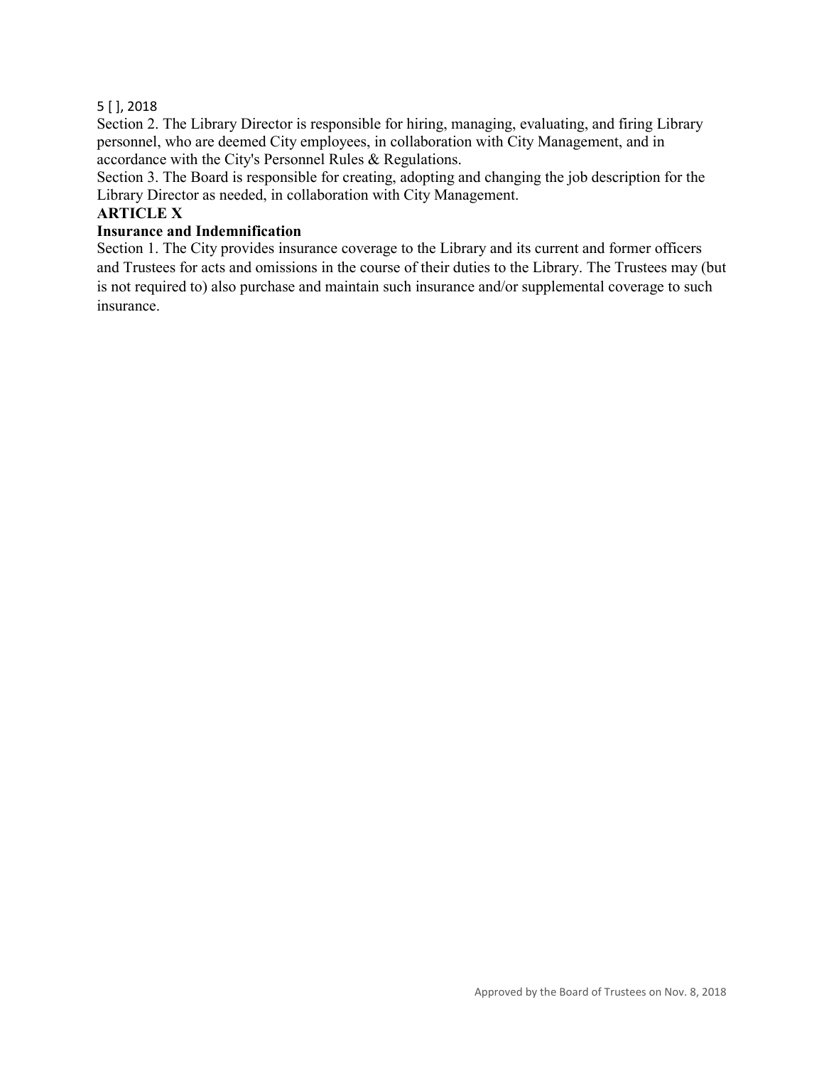Section 2. The Library Director is responsible for hiring, managing, evaluating, and firing Library personnel, who are deemed City employees, in collaboration with City Management, and in accordance with the City's Personnel Rules & Regulations.

Section 3. The Board is responsible for creating, adopting and changing the job description for the Library Director as needed, in collaboration with City Management.

**ARTICLE X**

**Insurance and Indemnification**

Section 1. The City provides insurance coverage to the Library and its current and former officers and Trustees for acts and omissions in the course of their duties to the Library. The Trustees may (but is not required to) also purchase and maintain such insurance and/or supplemental coverage to such insurance.